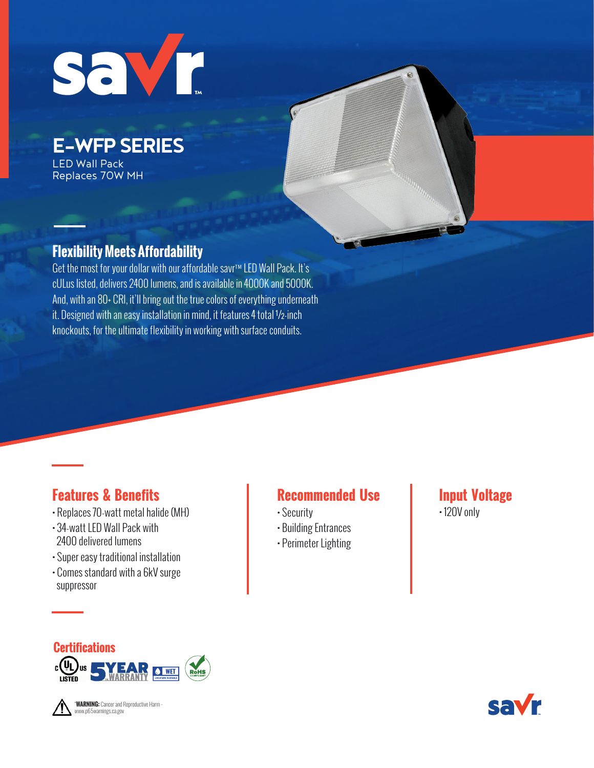# E-WFP SERIES

LED Wall Pack
Replaces 70W MH

## Flexibility Meets Affordability

Get the most for your dollar with our affordable savr™ LED Wall Pack. It's cULus listed, delivers 2400 lumens, and is available in 4000K and 5000K. And, with an 80+ CRI, it'll bring out the true colors of everything underneath it. Designed with an easy installation in mind, it features 4 total ½-inch knockouts, for the ultimate flexibility in working with surface conduits.

## Features & Benefits

- Replaces 70-watt metal halide (MH)
- 34-watt LED Wall Pack with 2400 delivered lumens
- Super easy traditional installation
- Comes standard with a 6kV surge suppressor

## Recommended Use

- Security
- Building Entrances
- Perimeter Lighting

## Input Voltage

- 120V only

## Certifications

cULus LISTED · 5 YEAR WARRANTY · WET LOCATION SUITABLE · RoHS COMPLIANT

*WARNING: Cancer and Reproductive Harm - www.p65warnings.ca.gov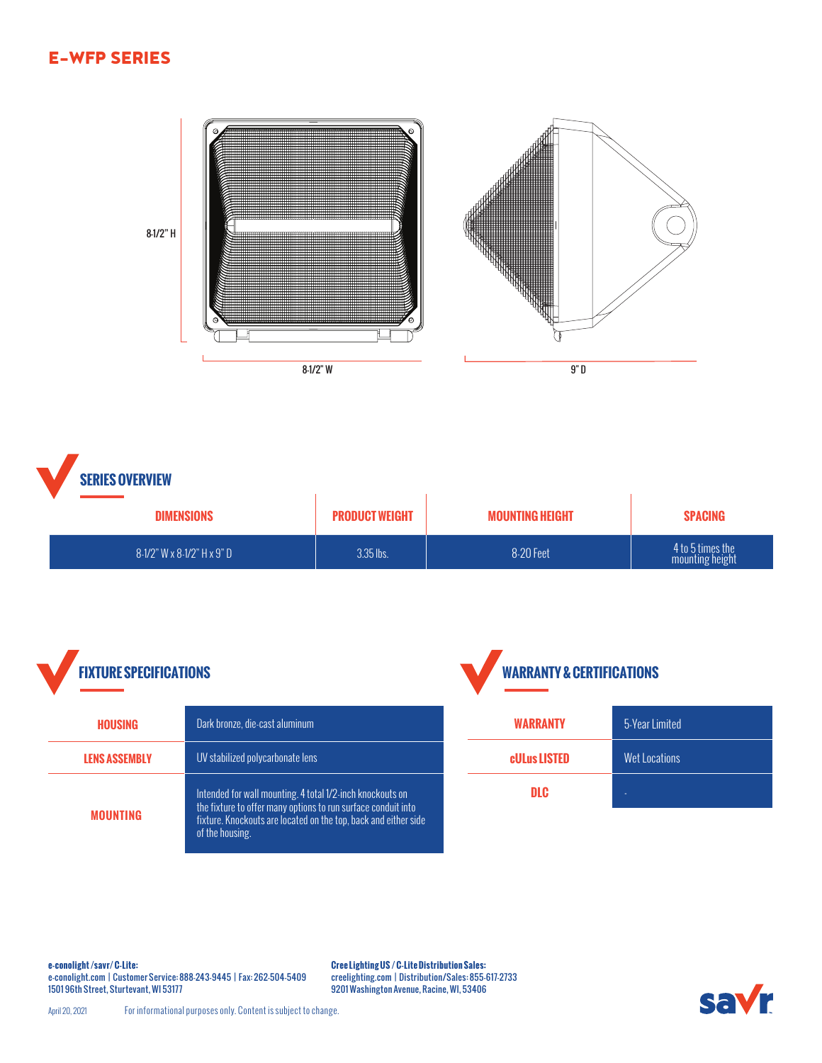# E-WFP SERIES

8-1/2" H

8-1/2" W

9" D

## SERIES OVERVIEW

| DIMENSIONS | PRODUCT WEIGHT | MOUNTING HEIGHT | SPACING |
|---|---|---|---|
| 8-1/2" W x 8-1/2" H x 9" D | 3.35 lbs. | 8-20 Feet | 4 to 5 times the mounting height |

## FIXTURE SPECIFICATIONS

| | |
|---|---|
| HOUSING | Dark bronze, die-cast aluminum |
| LENS ASSEMBLY | UV stabilized polycarbonate lens |
| MOUNTING | Intended for wall mounting. 4 total 1/2-inch knockouts on the fixture to offer many options to run surface conduit into fixture. Knockouts are located on the top, back and either side of the housing. |

## WARRANTY & CERTIFICATIONS

| | |
|---|---|
| WARRANTY | 5-Year Limited |
| cULus LISTED | Wet Locations |
| DLC | - |

**e-conolight /savr/ C-Lite:**
e-conolight.com | Customer Service: 888-243-9445 | Fax: 262-504-5409
1501 96th Street, Sturtevant, WI 53177

**Cree Lighting US / C-Lite Distribution Sales:**
creelighting.com | Distribution/Sales: 855-617-2733
9201 Washington Avenue, Racine, WI, 53406

April 20, 2021 For informational purposes only. Content is subject to change.

savr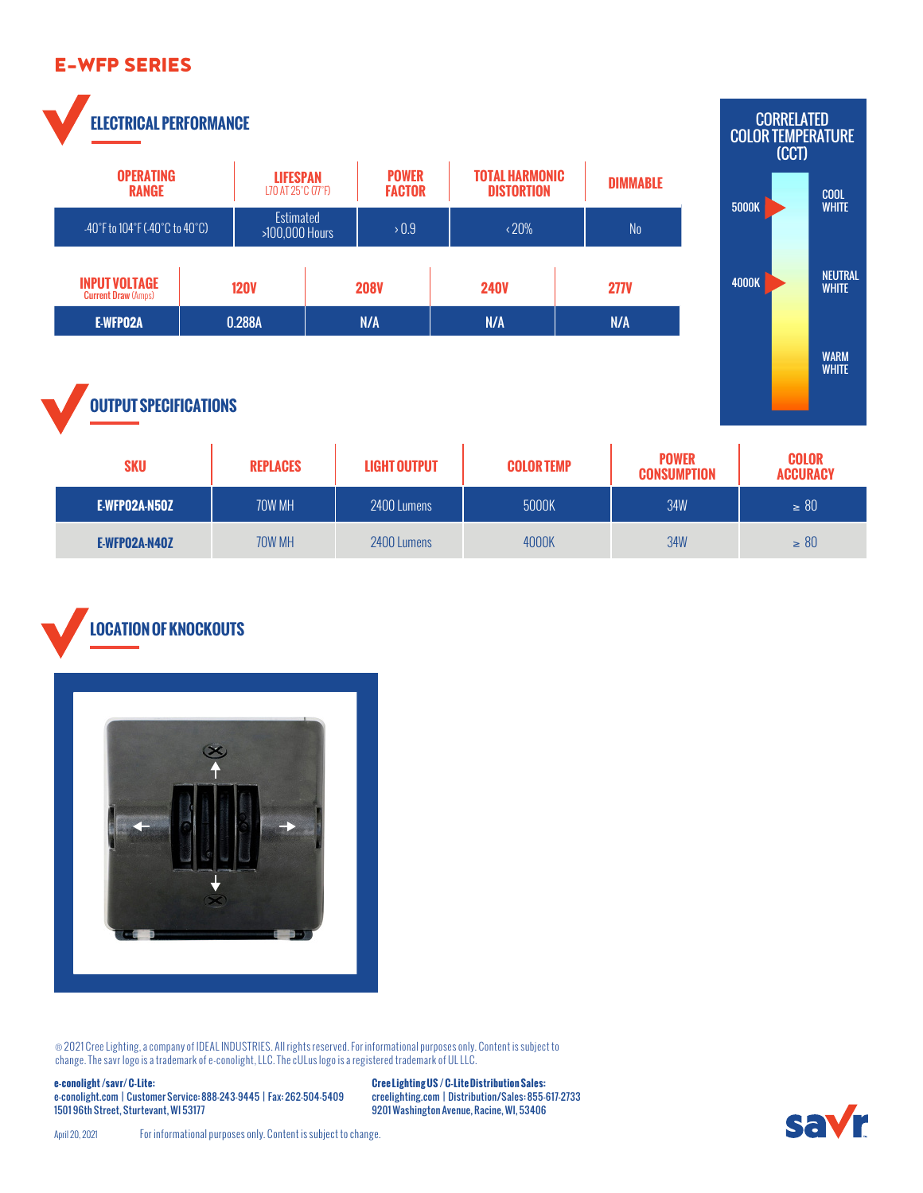## E-WFP SERIES

### ELECTRICAL PERFORMANCE

| OPERATING RANGE | LIFESPAN L70 AT 25°C (77°F) | POWER FACTOR | TOTAL HARMONIC DISTORTION | DIMMABLE |
|---|---|---|---|---|
| -40°F to 104°F (-40°C to 40°C) | Estimated >100,000 Hours | > 0.9 | < 20% | No |

| INPUT VOLTAGE Current Draw (Amps) | 120V | 208V | 240V | 277V |
|---|---|---|---|---|
| E-WFP02A | 0.288A | N/A | N/A | N/A |

**CORRELATED COLOR TEMPERATURE (CCT)**

- 5000K – COOL WHITE
- 4000K – NEUTRAL WHITE
- WARM WHITE

### OUTPUT SPECIFICATIONS

| SKU | REPLACES | LIGHT OUTPUT | COLOR TEMP | POWER CONSUMPTION | COLOR ACCURACY |
|---|---|---|---|---|---|
| E-WFP02A-N50Z | 70W MH | 2400 Lumens | 5000K | 34W | ≥ 80 |
| E-WFP02A-N40Z | 70W MH | 2400 Lumens | 4000K | 34W | ≥ 80 |

### LOCATION OF KNOCKOUTS

© 2021 Cree Lighting, a company of IDEAL INDUSTRIES. All rights reserved. For informational purposes only. Content is subject to change. The savr logo is a trademark of e-conolight, LLC. The cULus logo is a registered trademark of UL LLC.

**e-conolight /savr/ C-Lite:**
e-conolight.com | Customer Service: 888-243-9445 | Fax: 262-504-5409
1501 96th Street, Sturtevant, WI 53177

**Cree Lighting US / C-Lite Distribution Sales:**
creelighting.com | Distribution/Sales: 855-617-2733
9201 Washington Avenue, Racine, WI, 53406

April 20, 2021 For informational purposes only. Content is subject to change.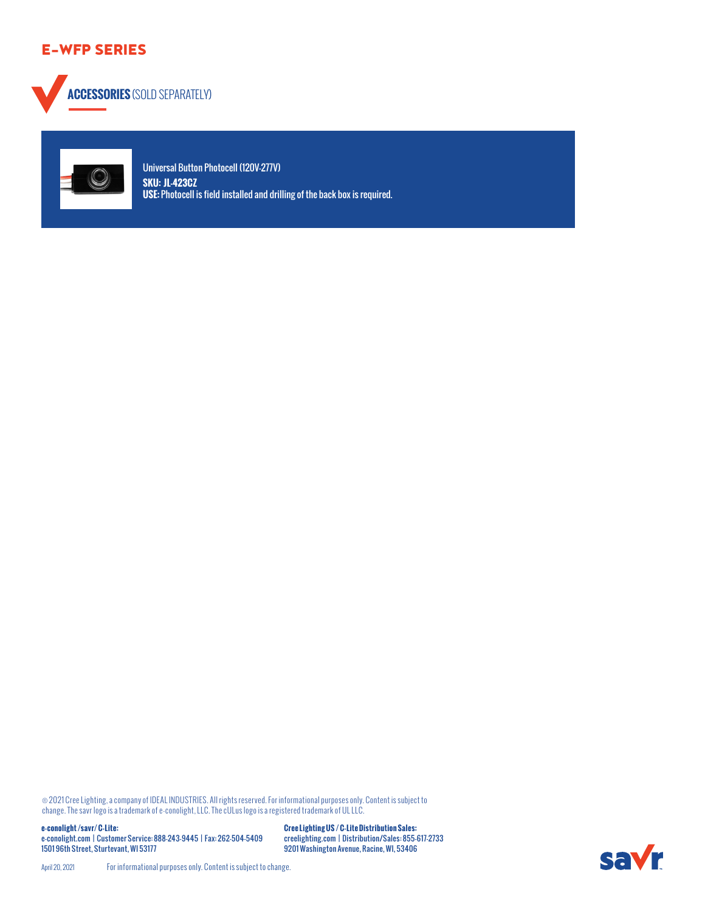## E-WFP SERIES

### ACCESSORIES (SOLD SEPARATELY)

Universal Button Photocell (120V-277V)
**SKU: JL-423CZ**
**USE:** Photocell is field installed and drilling of the back box is required.

© 2021 Cree Lighting, a company of IDEAL INDUSTRIES. All rights reserved. For informational purposes only. Content is subject to change. The savr logo is a trademark of e-conolight, LLC. The cULus logo is a registered trademark of UL LLC.

**e-conolight /savr/ C-Lite:**
e-conolight.com | Customer Service: 888-243-9445 | Fax: 262-504-5409
1501 96th Street, Sturtevant, WI 53177

**Cree Lighting US / C-Lite Distribution Sales:**
creelighting.com | Distribution/Sales: 855-617-2733
9201 Washington Avenue, Racine, WI, 53406

April 20, 2021 For informational purposes only. Content is subject to change.